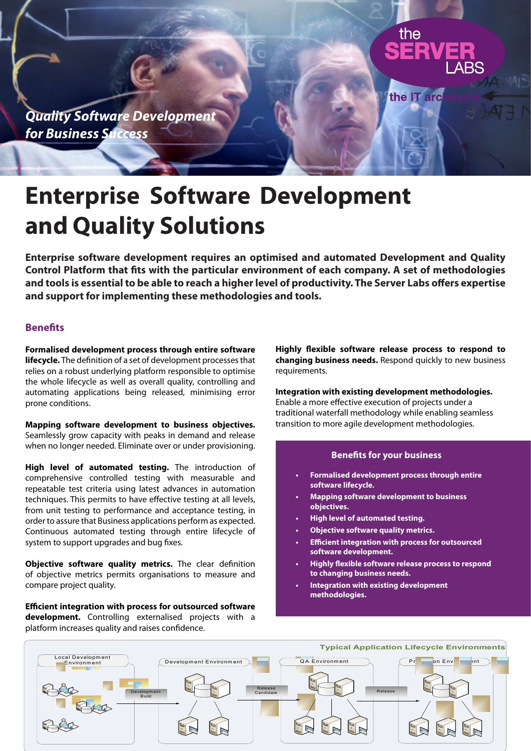*Quality Software Development for Business Success*

the SERVER LABS

the IT architects

# Enterprise Software Development and Quality Solutions

**Enterprise software development requires an optimised and automated Development and Quality Control Platform that fits with the particular environment of each company. A set of methodologies and tools is essential to be able to reach a higher level of productivity. The Server Labs offers expertise and support for implementing these methodologies and tools.**

## Benefits

**Formalised development process through entire software lifecycle.** The definition of a set of development processes that relies on a robust underlying platform responsible to optimise the whole lifecycle as well as overall quality, controlling and automating applications being released, minimising error prone conditions.

**Mapping software development to business objectives.** Seamlessly grow capacity with peaks in demand and release when no longer needed. Eliminate over or under provisioning.

**High level of automated testing.** The introduction of comprehensive controlled testing with measurable and repeatable test criteria using latest advances in automation techniques. This permits to have effective testing at all levels, from unit testing to performance and acceptance testing, in order to assure that Business applications perform as expected. Continuous automated testing through entire lifecycle of system to support upgrades and bug fixes.

**Objective software quality metrics.** The clear definition of objective metrics permits organisations to measure and compare project quality.

**Efficient integration with process for outsourced software development.** Controlling externalised projects with a platform increases quality and raises confidence.

**Highly flexible software release process to respond to changing business needs.** Respond quickly to new business requirements.

**Integration with existing development methodologies.** Enable a more effective execution of projects under a traditional waterfall methodology while enabling seamless transition to more agile development methodologies.

### Benefits for your business

- **Formalised development process through entire software lifecycle.**
- **Mapping software development to business objectives.**
- **High level of automated testing.**
- **Objective software quality metrics.**
- **Efficient integration with process for outsourced software development.**
- **Highly flexible software release process to respond to changing business needs.**
- **Integration with existing development methodologies.**

Typical Application Lifecycle Environments

Local Development Environment — Development Build → Development Environment — Release Candidate → QA Environment — Release → Production Environment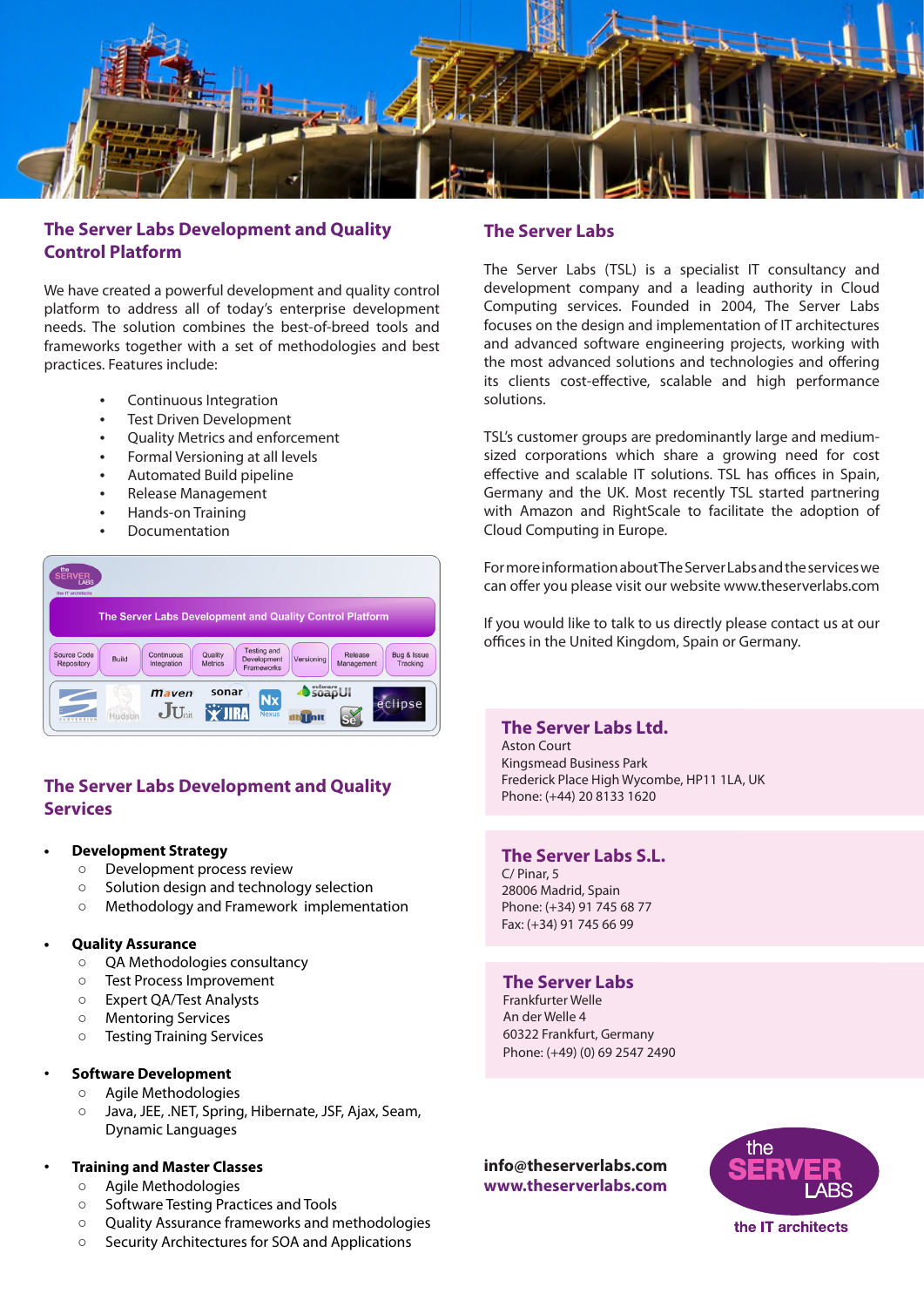## The Server Labs Development and Quality Control Platform

We have created a powerful development and quality control platform to address all of today's enterprise development needs. The solution combines the best-of-breed tools and frameworks together with a set of methodologies and best practices. Features include:

- Continuous Integration
- Test Driven Development
- Quality Metrics and enforcement
- Formal Versioning at all levels
- Automated Build pipeline
- Release Management
- Hands-on Training
- Documentation

The Server Labs Development and Quality Control Platform

Source Code Repository | Build | Continuous Integration | Quality Metrics | Testing and Development Frameworks | Versioning | Release Management | Bug & Issue Tracking

## The Server Labs Development and Quality Services

- **Development Strategy**
  - Development process review
  - Solution design and technology selection
  - Methodology and Framework implementation
- **Quality Assurance**
  - QA Methodologies consultancy
  - Test Process Improvement
  - Expert QA/Test Analysts
  - Mentoring Services
  - Testing Training Services
- **Software Development**
  - Agile Methodologies
  - Java, JEE, .NET, Spring, Hibernate, JSF, Ajax, Seam, Dynamic Languages
- **Training and Master Classes**
  - Agile Methodologies
  - Software Testing Practices and Tools
  - Quality Assurance frameworks and methodologies
  - Security Architectures for SOA and Applications

## The Server Labs

The Server Labs (TSL) is a specialist IT consultancy and development company and a leading authority in Cloud Computing services. Founded in 2004, The Server Labs focuses on the design and implementation of IT architectures and advanced software engineering projects, working with the most advanced solutions and technologies and offering its clients cost-effective, scalable and high performance solutions.

TSL's customer groups are predominantly large and medium-sized corporations which share a growing need for cost effective and scalable IT solutions. TSL has offices in Spain, Germany and the UK. Most recently TSL started partnering with Amazon and RightScale to facilitate the adoption of Cloud Computing in Europe.

For more information about The Server Labs and the services we can offer you please visit our website www.theserverlabs.com

If you would like to talk to us directly please contact us at our offices in the United Kingdom, Spain or Germany.

### The Server Labs Ltd.
Aston Court
Kingsmead Business Park
Frederick Place High Wycombe, HP11 1LA, UK
Phone: (+44) 20 8133 1620

### The Server Labs S.L.
C/ Pinar, 5
28006 Madrid, Spain
Phone: (+34) 91 745 68 77
Fax: (+34) 91 745 66 99

### The Server Labs
Frankfurter Welle
An der Welle 4
60322 Frankfurt, Germany
Phone: (+49) (0) 69 2547 2490

**info@theserverlabs.com**
**www.theserverlabs.com**

the SERVER LABS
the IT architects